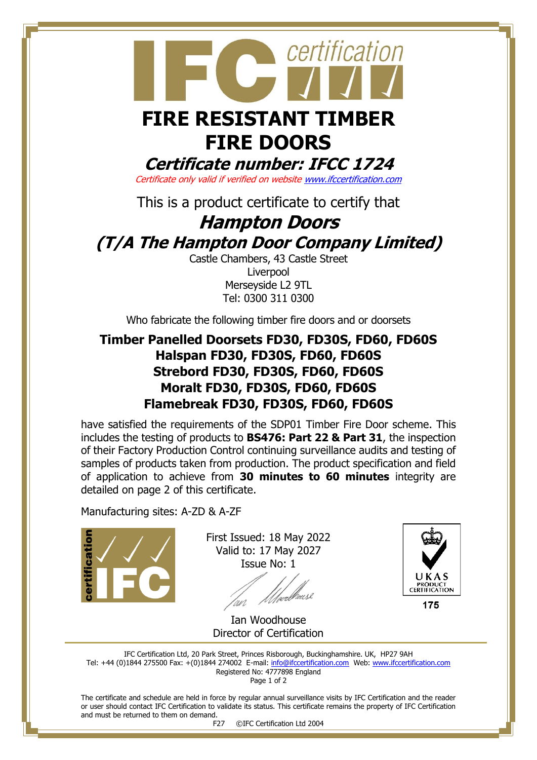# FIRE RESISTANT TIMBER FIRE DOORS

## *Certificate number: IFCC 1724*

*Certificate only valid if verified on website www.ifccertification.com*

This is a product certificate to certify that

## *Hampton Doors (T/A The Hampton Door Company Limited)*

Castle Chambers, 43 Castle Street
Liverpool
Merseyside L2 9TL
Tel: 0300 311 0300

Who fabricate the following timber fire doors and or doorsets

**Timber Panelled Doorsets FD30, FD30S, FD60, FD60S**
**Halspan FD30, FD30S, FD60, FD60S**
**Strebord FD30, FD30S, FD60, FD60S**
**Moralt FD30, FD30S, FD60, FD60S**
**Flamebreak FD30, FD30S, FD60, FD60S**

have satisfied the requirements of the SDP01 Timber Fire Door scheme. This includes the testing of products to **BS476: Part 22 & Part 31**, the inspection of their Factory Production Control continuing surveillance audits and testing of samples of products taken from production. The product specification and field of application to achieve from **30 minutes to 60 minutes** integrity are detailed on page 2 of this certificate.

Manufacturing sites: A-ZD & A-ZF

First Issued: 18 May 2022
Valid to: 17 May 2027
Issue No: 1

Ian Woodhouse
Director of Certification

UKAS PRODUCT CERTIFICATION 175

IFC Certification Ltd, 20 Park Street, Princes Risborough, Buckinghamshire. UK, HP27 9AH
Tel: +44 (0)1844 275500 Fax: +(0)1844 274002 E-mail: info@ifccertification.com Web: www.ifccertification.com
Registered No: 4777898 England

The certificate and schedule are held in force by regular annual surveillance visits by IFC Certification and the reader or user should contact IFC Certification to validate its status. This certificate remains the property of IFC Certification and must be returned to them on demand.

F27 ©IFC Certification Ltd 2004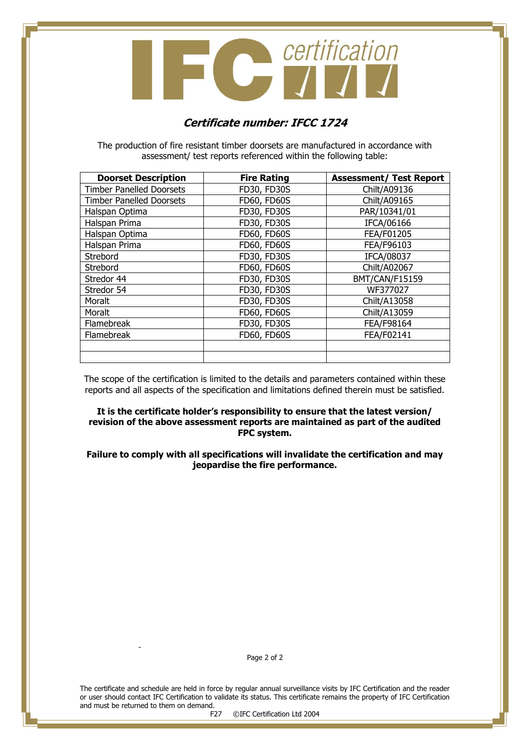IFC certification

## *Certificate number: IFCC 1724*

The production of fire resistant timber doorsets are manufactured in accordance with assessment/ test reports referenced within the following table:

| Doorset Description | Fire Rating | Assessment/ Test Report |
|---|---|---|
| Timber Panelled Doorsets | FD30, FD30S | Chilt/A09136 |
| Timber Panelled Doorsets | FD60, FD60S | Chilt/A09165 |
| Halspan Optima | FD30, FD30S | PAR/10341/01 |
| Halspan Prima | FD30, FD30S | IFCA/06166 |
| Halspan Optima | FD60, FD60S | FEA/F01205 |
| Halspan Prima | FD60, FD60S | FEA/F96103 |
| Strebord | FD30, FD30S | IFCA/08037 |
| Strebord | FD60, FD60S | Chilt/A02067 |
| Stredor 44 | FD30, FD30S | BMT/CAN/F15159 |
| Stredor 54 | FD30, FD30S | WF377027 |
| Moralt | FD30, FD30S | Chilt/A13058 |
| Moralt | FD60, FD60S | Chilt/A13059 |
| Flamebreak | FD30, FD30S | FEA/F98164 |
| Flamebreak | FD60, FD60S | FEA/F02141 |
| | | |
| | | |

The scope of the certification is limited to the details and parameters contained within these reports and all aspects of the specification and limitations defined therein must be satisfied.

**It is the certificate holder's responsibility to ensure that the latest version/ revision of the above assessment reports are maintained as part of the audited FPC system.**

**Failure to comply with all specifications will invalidate the certification and may jeopardise the fire performance.**

The certificate and schedule are held in force by regular annual surveillance visits by IFC Certification and the reader or user should contact IFC Certification to validate its status. This certificate remains the property of IFC Certification and must be returned to them on demand.

F27 ©IFC Certification Ltd 2004